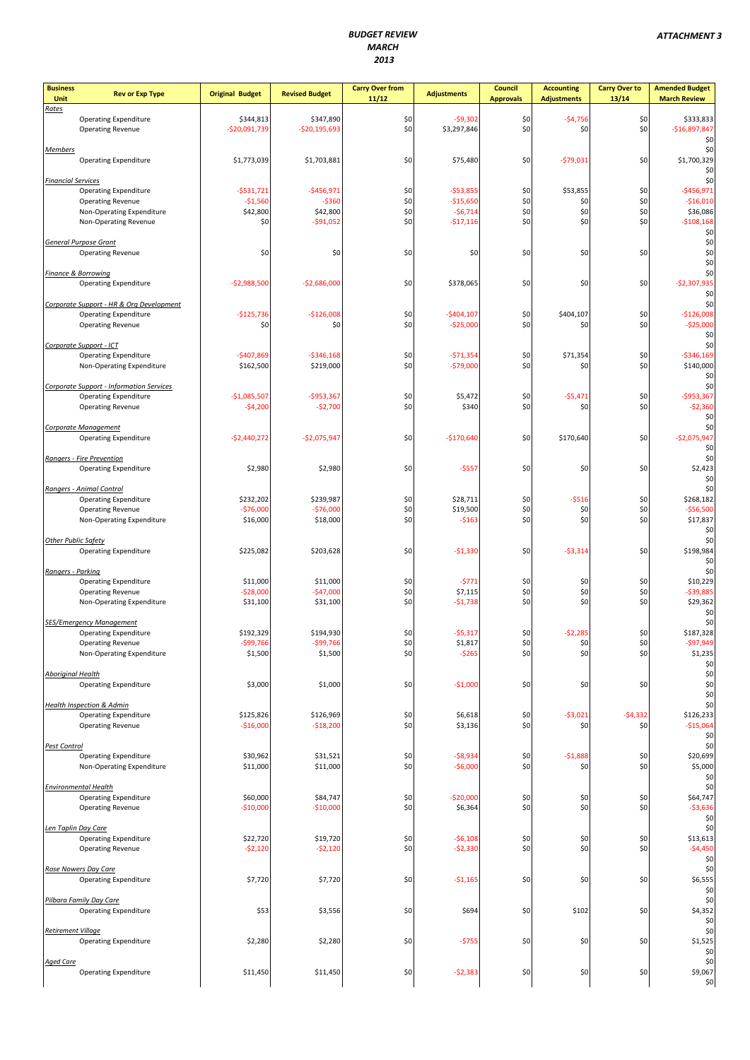# BUDGET REVIEW
# MARCH
# 2013

**ATTACHMENT 3**

| Business Unit | Rev or Exp Type | Original Budget | Revised Budget | Carry Over from 11/12 | Adjustments | Council Approvals | Accounting Adjustments | Carry Over to 13/14 | Amended Budget March Review |
|---|---|---|---|---|---|---|---|---|---|
| *Rates* | | | | | | | | | |
| | Operating Expenditure | $344,813 | $347,890 | $0 | -$9,302 | $0 | -$4,756 | $0 | $333,833 |
| | Operating Revenue | -$20,091,739 | -$20,195,693 | $0 | $3,297,846 | $0 | $0 | $0 | -$16,897,847 |
| | | | | | | | | | $0 |
| *Members* | | | | | | | | | $0 |
| | Operating Expenditure | $1,773,039 | $1,703,881 | $0 | $75,480 | $0 | -$79,031 | $0 | $1,700,329 |
| | | | | | | | | | $0 |
| *Financial Services* | | | | | | | | | $0 |
| | Operating Expenditure | -$531,721 | -$456,971 | $0 | -$53,855 | $0 | $53,855 | $0 | -$456,971 |
| | Operating Revenue | -$1,560 | -$360 | $0 | -$15,650 | $0 | $0 | $0 | -$16,010 |
| | Non-Operating Expenditure | $42,800 | $42,800 | $0 | -$6,714 | $0 | $0 | $0 | $36,086 |
| | Non-Operating Revenue | $0 | -$91,052 | $0 | -$17,116 | $0 | $0 | $0 | -$108,168 |
| | | | | | | | | | $0 |
| *General Purpose Grant* | | | | | | | | | $0 |
| | Operating Revenue | $0 | $0 | $0 | $0 | $0 | $0 | $0 | $0 |
| | | | | | | | | | $0 |
| *Finance & Borrowing* | | | | | | | | | $0 |
| | Operating Expenditure | -$2,988,500 | -$2,686,000 | $0 | $378,065 | $0 | $0 | $0 | -$2,307,935 |
| | | | | | | | | | $0 |
| *Corporate Support - HR & Org Development* | | | | | | | | | $0 |
| | Operating Expenditure | -$125,736 | -$126,008 | $0 | -$404,107 | $0 | $404,107 | $0 | -$126,008 |
| | Operating Revenue | $0 | $0 | $0 | -$25,000 | $0 | $0 | $0 | -$25,000 |
| | | | | | | | | | $0 |
| *Corporate Support - ICT* | | | | | | | | | $0 |
| | Operating Expenditure | -$407,869 | -$346,168 | $0 | -$71,354 | $0 | $71,354 | $0 | -$346,169 |
| | Non-Operating Expenditure | $162,500 | $219,000 | $0 | -$79,000 | $0 | $0 | $0 | $140,000 |
| | | | | | | | | | $0 |
| *Corporate Support - Information Services* | | | | | | | | | $0 |
| | Operating Expenditure | -$1,085,507 | -$953,367 | $0 | $5,472 | $0 | -$5,471 | $0 | -$953,367 |
| | Operating Revenue | -$4,200 | -$2,700 | $0 | $340 | $0 | $0 | $0 | -$2,360 |
| | | | | | | | | | $0 |
| *Corporate Management* | | | | | | | | | $0 |
| | Operating Expenditure | -$2,440,272 | -$2,075,947 | $0 | -$170,640 | $0 | $170,640 | $0 | -$2,075,947 |
| | | | | | | | | | $0 |
| *Rangers - Fire Prevention* | | | | | | | | | $0 |
| | Operating Expenditure | $2,980 | $2,980 | $0 | -$557 | $0 | $0 | $0 | $2,423 |
| | | | | | | | | | $0 |
| *Rangers - Animal Control* | | | | | | | | | $0 |
| | Operating Expenditure | $232,202 | $239,987 | $0 | $28,711 | $0 | -$516 | $0 | $268,182 |
| | Operating Revenue | -$76,000 | -$76,000 | $0 | $19,500 | $0 | $0 | $0 | -$56,500 |
| | Non-Operating Expenditure | $16,000 | $18,000 | $0 | -$163 | $0 | $0 | $0 | $17,837 |
| | | | | | | | | | $0 |
| *Other Public Safety* | | | | | | | | | $0 |
| | Operating Expenditure | $225,082 | $203,628 | $0 | -$1,330 | $0 | -$3,314 | $0 | $198,984 |
| | | | | | | | | | $0 |
| *Rangers - Parking* | | | | | | | | | $0 |
| | Operating Expenditure | $11,000 | $11,000 | $0 | -$771 | $0 | $0 | $0 | $10,229 |
| | Operating Revenue | -$28,000 | -$47,000 | $0 | $7,115 | $0 | $0 | $0 | -$39,885 |
| | Non-Operating Expenditure | $31,100 | $31,100 | $0 | -$1,738 | $0 | $0 | $0 | $29,362 |
| | | | | | | | | | $0 |
| *SES/Emergency Management* | | | | | | | | | $0 |
| | Operating Expenditure | $192,329 | $194,930 | $0 | -$5,317 | $0 | -$2,285 | $0 | $187,328 |
| | Operating Revenue | -$99,766 | -$99,766 | $0 | $1,817 | $0 | $0 | $0 | -$97,949 |
| | Non-Operating Expenditure | $1,500 | $1,500 | $0 | -$265 | $0 | $0 | $0 | $1,235 |
| | | | | | | | | | $0 |
| *Aboriginal Health* | | | | | | | | | $0 |
| | Operating Expenditure | $3,000 | $1,000 | $0 | -$1,000 | $0 | $0 | $0 | $0 |
| | | | | | | | | | $0 |
| *Health Inspection & Admin* | | | | | | | | | $0 |
| | Operating Expenditure | $125,826 | $126,969 | $0 | $6,618 | $0 | -$3,021 | -$4,332 | $126,233 |
| | Operating Revenue | -$16,000 | -$18,200 | $0 | $3,136 | $0 | $0 | $0 | -$15,064 |
| | | | | | | | | | $0 |
| *Pest Control* | | | | | | | | | $0 |
| | Operating Expenditure | $30,962 | $31,521 | $0 | -$8,934 | $0 | -$1,888 | $0 | $20,699 |
| | Non-Operating Expenditure | $11,000 | $11,000 | $0 | -$6,000 | $0 | $0 | $0 | $5,000 |
| | | | | | | | | | $0 |
| *Environmental Health* | | | | | | | | | $0 |
| | Operating Expenditure | $60,000 | $84,747 | $0 | -$20,000 | $0 | $0 | $0 | $64,747 |
| | Operating Revenue | -$10,000 | -$10,000 | $0 | $6,364 | $0 | $0 | $0 | -$3,636 |
| | | | | | | | | | $0 |
| *Len Taplin Day Care* | | | | | | | | | $0 |
| | Operating Expenditure | $22,720 | $19,720 | $0 | -$6,108 | $0 | $0 | $0 | $13,613 |
| | Operating Revenue | -$2,120 | -$2,120 | $0 | -$2,330 | $0 | $0 | $0 | -$4,450 |
| | | | | | | | | | $0 |
| *Rose Nowers Day Care* | | | | | | | | | $0 |
| | Operating Expenditure | $7,720 | $7,720 | $0 | -$1,165 | $0 | $0 | $0 | $6,555 |
| | | | | | | | | | $0 |
| *Pilbara Family Day Care* | | | | | | | | | $0 |
| | Operating Expenditure | $53 | $3,556 | $0 | $694 | $0 | $102 | $0 | $4,352 |
| | | | | | | | | | $0 |
| *Retirement Village* | | | | | | | | | $0 |
| | Operating Expenditure | $2,280 | $2,280 | $0 | -$755 | $0 | $0 | $0 | $1,525 |
| | | | | | | | | | $0 |
| *Aged Care* | | | | | | | | | $0 |
| | Operating Expenditure | $11,450 | $11,450 | $0 | -$2,383 | $0 | $0 | $0 | $9,067 |
| | | | | | | | | | $0 |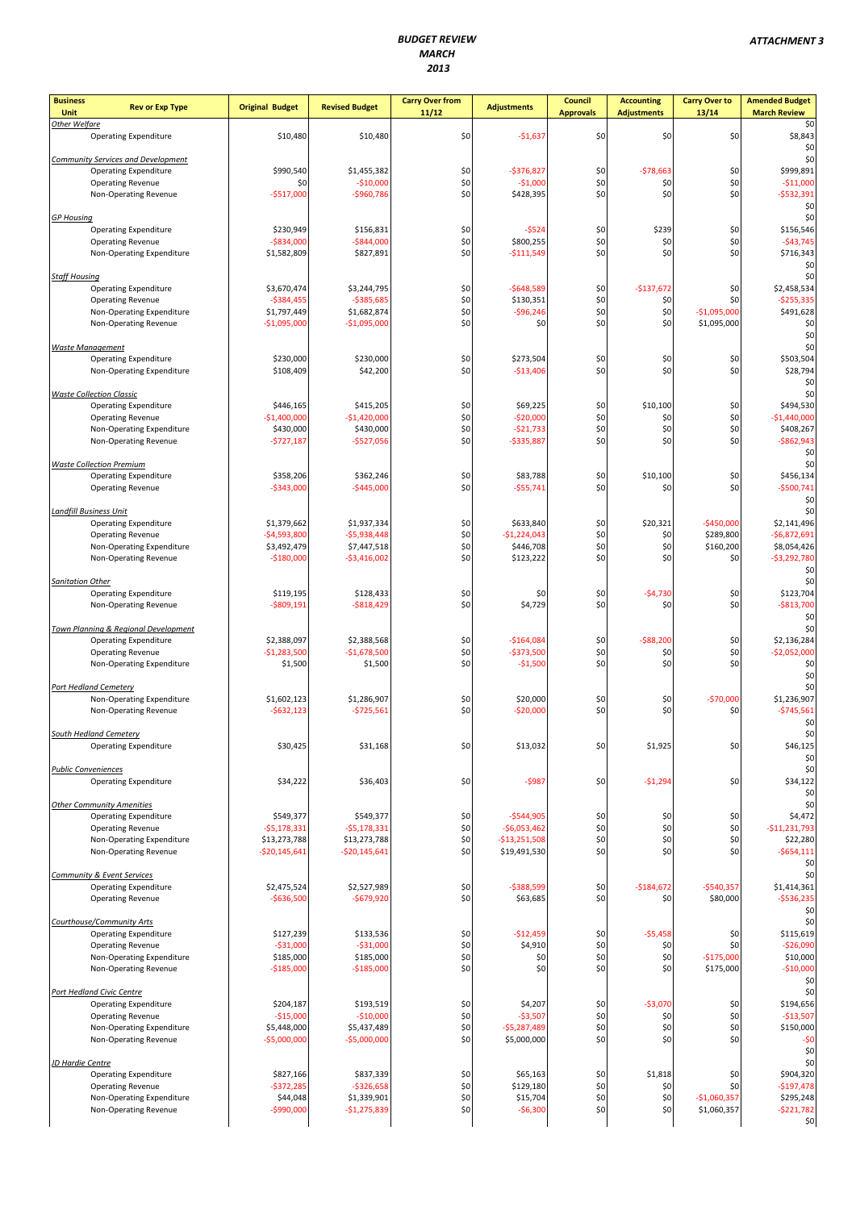# BUDGET REVIEW
# MARCH
# 2013

**ATTACHMENT 3**

| Business Unit | Rev or Exp Type | Original Budget | Revised Budget | Carry Over from 11/12 | Adjustments | Council Approvals | Accounting Adjustments | Carry Over to 13/14 | Amended Budget March Review |
|---|---|---|---|---|---|---|---|---|---|
| *Other Welfare* | | | | | | | | | $0 |
| | Operating Expenditure | $10,480 | $10,480 | $0 | -$1,637 | $0 | $0 | $0 | $8,843 |
| | | | | | | | | | $0 |
| *Community Services and Development* | | | | | | | | | $0 |
| | Operating Expenditure | $990,540 | $1,455,382 | $0 | -$376,827 | $0 | -$78,663 | $0 | $999,891 |
| | Operating Revenue | $0 | -$10,000 | $0 | -$1,000 | $0 | $0 | $0 | -$11,000 |
| | Non-Operating Revenue | -$517,000 | -$960,786 | $0 | $428,395 | $0 | $0 | $0 | -$532,391 |
| | | | | | | | | | $0 |
| *GP Housing* | | | | | | | | | $0 |
| | Operating Expenditure | $230,949 | $156,831 | $0 | -$524 | $0 | $239 | $0 | $156,546 |
| | Operating Revenue | -$834,000 | -$844,000 | $0 | $800,255 | $0 | $0 | $0 | -$43,745 |
| | Non-Operating Expenditure | $1,582,809 | $827,891 | $0 | -$111,549 | $0 | $0 | $0 | $716,343 |
| | | | | | | | | | $0 |
| *Staff Housing* | | | | | | | | | $0 |
| | Operating Expenditure | $3,670,474 | $3,244,795 | $0 | -$648,589 | $0 | -$137,672 | $0 | $2,458,534 |
| | Operating Revenue | -$384,455 | -$385,685 | $0 | $130,351 | $0 | $0 | $0 | -$255,335 |
| | Non-Operating Expenditure | $1,797,449 | $1,682,874 | $0 | -$96,246 | $0 | $0 | -$1,095,000 | $491,628 |
| | Non-Operating Revenue | -$1,095,000 | -$1,095,000 | $0 | $0 | $0 | $0 | $1,095,000 | $0 |
| | | | | | | | | | $0 |
| *Waste Management* | | | | | | | | | $0 |
| | Operating Expenditure | $230,000 | $230,000 | $0 | $273,504 | $0 | $0 | $0 | $503,504 |
| | Non-Operating Expenditure | $108,409 | $42,200 | $0 | -$13,406 | $0 | $0 | $0 | $28,794 |
| | | | | | | | | | $0 |
| *Waste Collection Classic* | | | | | | | | | $0 |
| | Operating Expenditure | $446,165 | $415,205 | $0 | $69,225 | $0 | $10,100 | $0 | $494,530 |
| | Operating Revenue | -$1,400,000 | -$1,420,000 | $0 | -$20,000 | $0 | $0 | $0 | -$1,440,000 |
| | Non-Operating Expenditure | $430,000 | $430,000 | $0 | -$21,733 | $0 | $0 | $0 | $408,267 |
| | Non-Operating Revenue | -$727,187 | -$527,056 | $0 | -$335,887 | $0 | $0 | $0 | -$862,943 |
| | | | | | | | | | $0 |
| *Waste Collection Premium* | | | | | | | | | $0 |
| | Operating Expenditure | $358,206 | $362,246 | $0 | $83,788 | $0 | $10,100 | $0 | $456,134 |
| | Operating Revenue | -$343,000 | -$445,000 | $0 | -$55,741 | $0 | $0 | $0 | -$500,741 |
| | | | | | | | | | $0 |
| *Landfill Business Unit* | | | | | | | | | $0 |
| | Operating Expenditure | $1,379,662 | $1,937,334 | $0 | $633,840 | $0 | $20,321 | -$450,000 | $2,141,496 |
| | Operating Revenue | -$4,593,800 | -$5,938,448 | $0 | -$1,224,043 | $0 | $0 | $289,800 | -$6,872,691 |
| | Non-Operating Expenditure | $3,492,479 | $7,447,518 | $0 | $446,708 | $0 | $0 | $160,200 | $8,054,426 |
| | Non-Operating Revenue | -$180,000 | -$3,416,002 | $0 | $123,222 | $0 | $0 | $0 | -$3,292,780 |
| | | | | | | | | | $0 |
| *Sanitation Other* | | | | | | | | | $0 |
| | Operating Expenditure | $119,195 | $128,433 | $0 | $0 | $0 | -$4,730 | $0 | $123,704 |
| | Non-Operating Revenue | -$809,191 | -$818,429 | $0 | $4,729 | $0 | $0 | $0 | -$813,700 |
| | | | | | | | | | $0 |
| *Town Planning & Regional Development* | | | | | | | | | $0 |
| | Operating Expenditure | $2,388,097 | $2,388,568 | $0 | -$164,084 | $0 | -$88,200 | $0 | $2,136,284 |
| | Operating Revenue | -$1,283,500 | -$1,678,500 | $0 | -$373,500 | $0 | $0 | $0 | -$2,052,000 |
| | Non-Operating Expenditure | $1,500 | $1,500 | $0 | -$1,500 | $0 | $0 | $0 | $0 |
| | | | | | | | | | $0 |
| *Port Hedland Cemetery* | | | | | | | | | $0 |
| | Non-Operating Expenditure | $1,602,123 | $1,286,907 | $0 | $20,000 | $0 | $0 | -$70,000 | $1,236,907 |
| | Non-Operating Revenue | -$632,123 | -$725,561 | $0 | -$20,000 | $0 | $0 | $0 | -$745,561 |
| | | | | | | | | | $0 |
| *South Hedland Cemetery* | | | | | | | | | $0 |
| | Operating Expenditure | $30,425 | $31,168 | $0 | $13,032 | $0 | $1,925 | $0 | $46,125 |
| | | | | | | | | | $0 |
| *Public Conveniences* | | | | | | | | | $0 |
| | Operating Expenditure | $34,222 | $36,403 | $0 | -$987 | $0 | -$1,294 | $0 | $34,122 |
| | | | | | | | | | $0 |
| *Other Community Amenities* | | | | | | | | | $0 |
| | Operating Expenditure | $549,377 | $549,377 | $0 | -$544,905 | $0 | $0 | $0 | $4,472 |
| | Operating Revenue | -$5,178,331 | -$5,178,331 | $0 | -$6,053,462 | $0 | $0 | $0 | -$11,231,793 |
| | Non-Operating Expenditure | $13,273,788 | $13,273,788 | $0 | -$13,251,508 | $0 | $0 | $0 | $22,280 |
| | Non-Operating Revenue | -$20,145,641 | -$20,145,641 | $0 | $19,491,530 | $0 | $0 | $0 | -$654,111 |
| | | | | | | | | | $0 |
| *Community & Event Services* | | | | | | | | | $0 |
| | Operating Expenditure | $2,475,524 | $2,527,989 | $0 | -$388,599 | $0 | -$184,672 | -$540,357 | $1,414,361 |
| | Operating Revenue | -$636,500 | -$679,920 | $0 | $63,685 | $0 | $0 | $80,000 | -$536,235 |
| | | | | | | | | | $0 |
| *Courthouse/Community Arts* | | | | | | | | | $0 |
| | Operating Expenditure | $127,239 | $133,536 | $0 | -$12,459 | $0 | -$5,458 | $0 | $115,619 |
| | Operating Revenue | -$31,000 | -$31,000 | $0 | $4,910 | $0 | $0 | $0 | -$26,090 |
| | Non-Operating Expenditure | $185,000 | $185,000 | $0 | $0 | $0 | $0 | -$175,000 | $10,000 |
| | Non-Operating Revenue | -$185,000 | -$185,000 | $0 | $0 | $0 | $0 | $175,000 | -$10,000 |
| | | | | | | | | | $0 |
| *Port Hedland Civic Centre* | | | | | | | | | $0 |
| | Operating Expenditure | $204,187 | $193,519 | $0 | $4,207 | $0 | -$3,070 | $0 | $194,656 |
| | Operating Revenue | -$15,000 | -$10,000 | $0 | -$3,507 | $0 | $0 | $0 | -$13,507 |
| | Non-Operating Expenditure | $5,448,000 | $5,437,489 | $0 | -$5,287,489 | $0 | $0 | $0 | $150,000 |
| | Non-Operating Revenue | -$5,000,000 | -$5,000,000 | $0 | $5,000,000 | $0 | $0 | $0 | -$0 |
| | | | | | | | | | $0 |
| *JD Hardie Centre* | | | | | | | | | $0 |
| | Operating Expenditure | $827,166 | $837,339 | $0 | $65,163 | $0 | $1,818 | $0 | $904,320 |
| | Operating Revenue | -$372,285 | -$326,658 | $0 | $129,180 | $0 | $0 | $0 | -$197,478 |
| | Non-Operating Expenditure | $44,048 | $1,339,901 | $0 | $15,704 | $0 | $0 | -$1,060,357 | $295,248 |
| | Non-Operating Revenue | -$990,000 | -$1,275,839 | $0 | -$6,300 | $0 | $0 | $1,060,357 | -$221,782 |
| | | | | | | | | | $0 |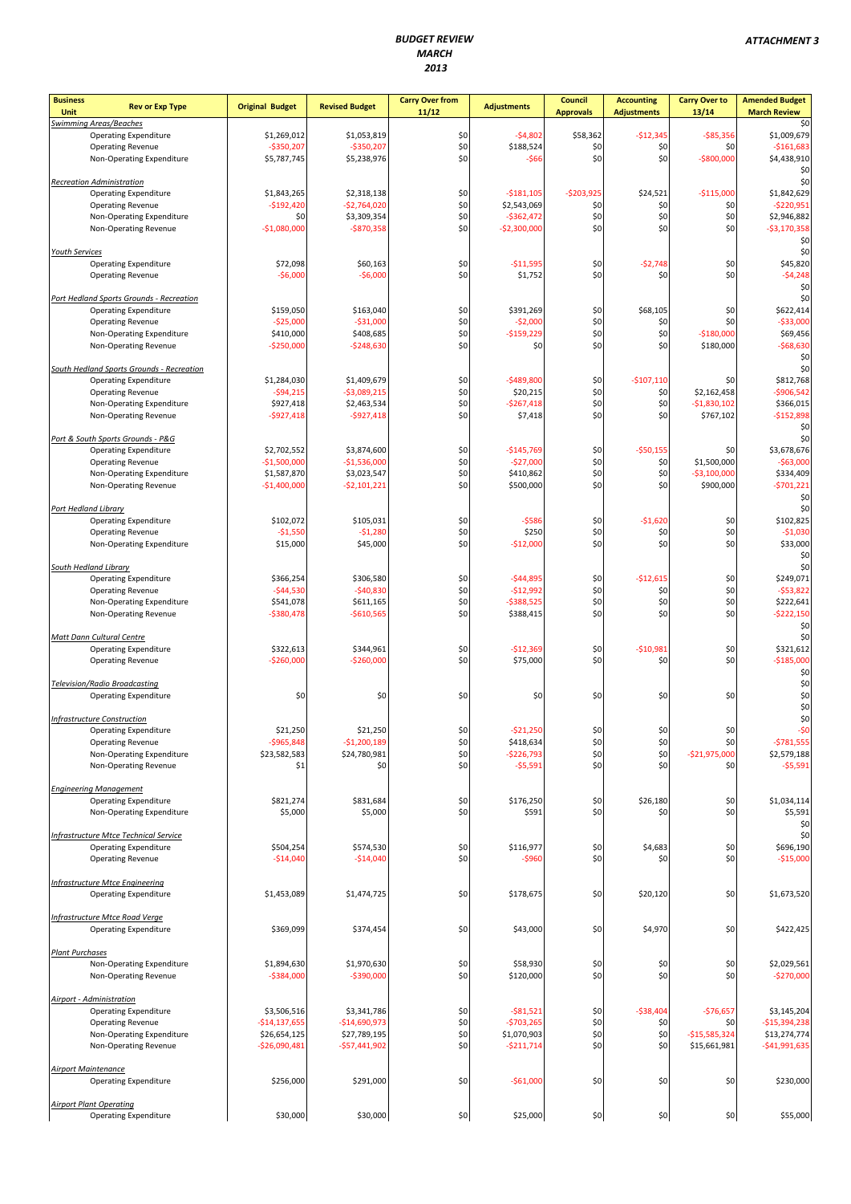# BUDGET REVIEW
# MARCH
# 2013

**ATTACHMENT 3**

| Business Unit | Rev or Exp Type | Original Budget | Revised Budget | Carry Over from 11/12 | Adjustments | Council Approvals | Accounting Adjustments | Carry Over to 13/14 | Amended Budget March Review |
|---|---|---|---|---|---|---|---|---|---|
| *Swimming Areas/Beaches* | | | | | | | | | $0 |
| | Operating Expenditure | $1,269,012 | $1,053,819 | $0 | -$4,802 | $58,362 | -$12,345 | -$85,356 | $1,009,679 |
| | Operating Revenue | -$350,207 | -$350,207 | $0 | $188,524 | $0 | $0 | $0 | -$161,683 |
| | Non-Operating Expenditure | $5,787,745 | $5,238,976 | $0 | -$66 | $0 | $0 | -$800,000 | $4,438,910 |
| | | | | | | | | | $0 |
| *Recreation Administration* | | | | | | | | | $0 |
| | Operating Expenditure | $1,843,265 | $2,318,138 | $0 | -$181,105 | -$203,925 | $24,521 | -$115,000 | $1,842,629 |
| | Operating Revenue | -$192,420 | -$2,764,020 | $0 | $2,543,069 | $0 | $0 | $0 | -$220,951 |
| | Non-Operating Expenditure | $0 | $3,309,354 | $0 | -$362,472 | $0 | $0 | $0 | $2,946,882 |
| | Non-Operating Revenue | -$1,080,000 | -$870,358 | $0 | -$2,300,000 | $0 | $0 | $0 | -$3,170,358 |
| | | | | | | | | | $0 |
| *Youth Services* | | | | | | | | | $0 |
| | Operating Expenditure | $72,098 | $60,163 | $0 | -$11,595 | $0 | -$2,748 | $0 | $45,820 |
| | Operating Revenue | -$6,000 | -$6,000 | $0 | $1,752 | $0 | $0 | $0 | -$4,248 |
| | | | | | | | | | $0 |
| *Port Hedland Sports Grounds - Recreation* | | | | | | | | | $0 |
| | Operating Expenditure | $159,050 | $163,040 | $0 | $391,269 | $0 | $68,105 | $0 | $622,414 |
| | Operating Revenue | -$25,000 | -$31,000 | $0 | -$2,000 | $0 | $0 | $0 | -$33,000 |
| | Non-Operating Expenditure | $410,000 | $408,685 | $0 | -$159,229 | $0 | $0 | -$180,000 | $69,456 |
| | Non-Operating Revenue | -$250,000 | -$248,630 | $0 | $0 | $0 | $0 | $180,000 | -$68,630 |
| | | | | | | | | | $0 |
| *South Hedland Sports Grounds - Recreation* | | | | | | | | | $0 |
| | Operating Expenditure | $1,284,030 | $1,409,679 | $0 | -$489,800 | $0 | -$107,110 | $0 | $812,768 |
| | Operating Revenue | -$94,215 | -$3,089,215 | $0 | $20,215 | $0 | $0 | $2,162,458 | -$906,542 |
| | Non-Operating Expenditure | $927,418 | $2,463,534 | $0 | -$267,418 | $0 | $0 | -$1,830,102 | $366,015 |
| | Non-Operating Revenue | -$927,418 | -$927,418 | $0 | $7,418 | $0 | $0 | $767,102 | -$152,898 |
| | | | | | | | | | $0 |
| *Port & South Sports Grounds - P&G* | | | | | | | | | $0 |
| | Operating Expenditure | $2,702,552 | $3,874,600 | $0 | -$145,769 | $0 | -$50,155 | $0 | $3,678,676 |
| | Operating Revenue | -$1,500,000 | -$1,536,000 | $0 | -$27,000 | $0 | $0 | $1,500,000 | -$63,000 |
| | Non-Operating Expenditure | $1,587,870 | $3,023,547 | $0 | $410,862 | $0 | $0 | -$3,100,000 | $334,409 |
| | Non-Operating Revenue | -$1,400,000 | -$2,101,221 | $0 | $500,000 | $0 | $0 | $900,000 | -$701,221 |
| | | | | | | | | | $0 |
| *Port Hedland Library* | | | | | | | | | $0 |
| | Operating Expenditure | $102,072 | $105,031 | $0 | -$586 | $0 | -$1,620 | $0 | $102,825 |
| | Operating Revenue | -$1,550 | -$1,280 | $0 | $250 | $0 | $0 | $0 | -$1,030 |
| | Non-Operating Expenditure | $15,000 | $45,000 | $0 | -$12,000 | $0 | $0 | $0 | $33,000 |
| | | | | | | | | | $0 |
| *South Hedland Library* | | | | | | | | | $0 |
| | Operating Expenditure | $366,254 | $306,580 | $0 | -$44,895 | $0 | -$12,615 | $0 | $249,071 |
| | Operating Revenue | -$44,530 | -$40,830 | $0 | -$12,992 | $0 | $0 | $0 | -$53,822 |
| | Non-Operating Expenditure | $541,078 | $611,165 | $0 | -$388,525 | $0 | $0 | $0 | $222,641 |
| | Non-Operating Revenue | -$380,478 | -$610,565 | $0 | $388,415 | $0 | $0 | $0 | -$222,150 |
| | | | | | | | | | $0 |
| *Matt Dann Cultural Centre* | | | | | | | | | $0 |
| | Operating Expenditure | $322,613 | $344,961 | $0 | -$12,369 | $0 | -$10,981 | $0 | $321,612 |
| | Operating Revenue | -$260,000 | -$260,000 | $0 | $75,000 | $0 | $0 | $0 | -$185,000 |
| | | | | | | | | | $0 |
| *Television/Radio Broadcasting* | | | | | | | | | $0 |
| | Operating Expenditure | $0 | $0 | $0 | $0 | $0 | $0 | $0 | $0 |
| | | | | | | | | | $0 |
| *Infrastructure Construction* | | | | | | | | | $0 |
| | Operating Expenditure | $21,250 | $21,250 | $0 | -$21,250 | $0 | $0 | $0 | -$0 |
| | Operating Revenue | -$965,848 | -$1,200,189 | $0 | $418,634 | $0 | $0 | $0 | -$781,555 |
| | Non-Operating Expenditure | $23,582,583 | $24,780,981 | $0 | -$226,793 | $0 | $0 | -$21,975,000 | $2,579,188 |
| | Non-Operating Revenue | $1 | $0 | $0 | -$5,591 | $0 | $0 | $0 | -$5,591 |
| *Engineering Management* | | | | | | | | | |
| | Operating Expenditure | $821,274 | $831,684 | $0 | $176,250 | $0 | $26,180 | $0 | $1,034,114 |
| | Non-Operating Expenditure | $5,000 | $5,000 | $0 | $591 | $0 | $0 | $0 | $5,591 |
| | | | | | | | | | $0 |
| *Infrastructure Mtce Technical Service* | | | | | | | | | $0 |
| | Operating Expenditure | $504,254 | $574,530 | $0 | $116,977 | $0 | $4,683 | $0 | $696,190 |
| | Operating Revenue | -$14,040 | -$14,040 | $0 | -$960 | $0 | $0 | $0 | -$15,000 |
| *Infrastructure Mtce Engineering* | | | | | | | | | |
| | Operating Expenditure | $1,453,089 | $1,474,725 | $0 | $178,675 | $0 | $20,120 | $0 | $1,673,520 |
| *Infrastructure Mtce Road Verge* | | | | | | | | | |
| | Operating Expenditure | $369,099 | $374,454 | $0 | $43,000 | $0 | $4,970 | $0 | $422,425 |
| *Plant Purchases* | | | | | | | | | |
| | Non-Operating Expenditure | $1,894,630 | $1,970,630 | $0 | $58,930 | $0 | $0 | $0 | $2,029,561 |
| | Non-Operating Revenue | -$384,000 | -$390,000 | $0 | $120,000 | $0 | $0 | $0 | -$270,000 |
| *Airport - Administration* | | | | | | | | | |
| | Operating Expenditure | $3,506,516 | $3,341,786 | $0 | -$81,521 | $0 | -$38,404 | -$76,657 | $3,145,204 |
| | Operating Revenue | -$14,137,655 | -$14,690,973 | $0 | -$703,265 | $0 | $0 | $0 | -$15,394,238 |
| | Non-Operating Expenditure | $26,654,125 | $27,789,195 | $0 | $1,070,903 | $0 | $0 | -$15,585,324 | $13,274,774 |
| | Non-Operating Revenue | -$26,090,481 | -$57,441,902 | $0 | -$211,714 | $0 | $0 | $15,661,981 | -$41,991,635 |
| *Airport Maintenance* | | | | | | | | | |
| | Operating Expenditure | $256,000 | $291,000 | $0 | -$61,000 | $0 | $0 | $0 | $230,000 |
| *Airport Plant Operating* | | | | | | | | | |
| | Operating Expenditure | $30,000 | $30,000 | $0 | $25,000 | $0 | $0 | $0 | $55,000 |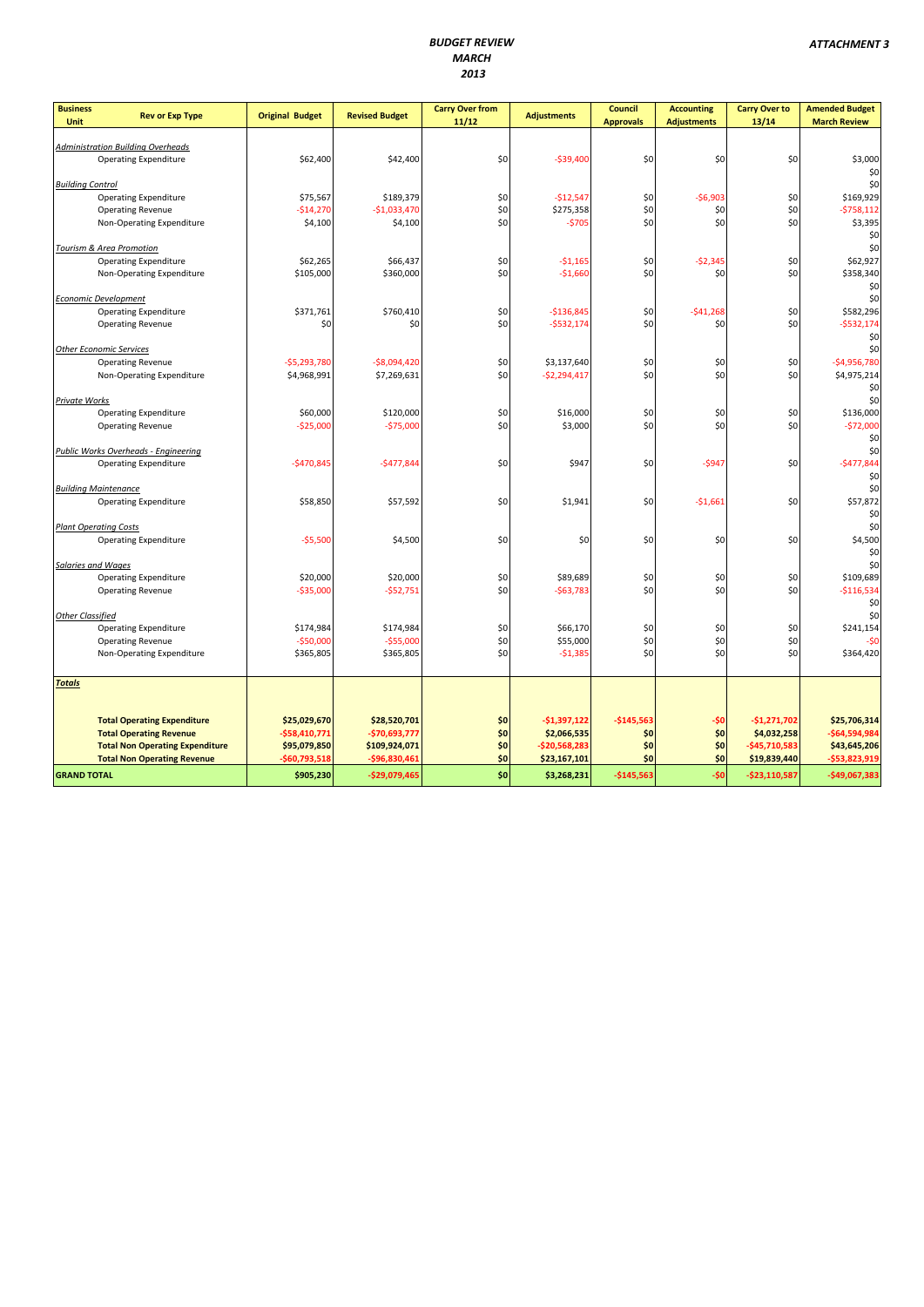# BUDGET REVIEW
# MARCH
# 2013

**ATTACHMENT 3**

| Business Unit | Rev or Exp Type | Original Budget | Revised Budget | Carry Over from 11/12 | Adjustments | Council Approvals | Accounting Adjustments | Carry Over to 13/14 | Amended Budget March Review |
|---|---|---|---|---|---|---|---|---|---|
| *Administration Building Overheads* | | | | | | | | | |
| | Operating Expenditure | $62,400 | $42,400 | $0 | -$39,400 | $0 | $0 | $0 | $3,000 |
| | | | | | | | | | $0 |
| *Building Control* | | | | | | | | | $0 |
| | Operating Expenditure | $75,567 | $189,379 | $0 | -$12,547 | $0 | -$6,903 | $0 | $169,929 |
| | Operating Revenue | -$14,270 | -$1,033,470 | $0 | $275,358 | $0 | $0 | $0 | -$758,112 |
| | Non-Operating Expenditure | $4,100 | $4,100 | $0 | -$705 | $0 | $0 | $0 | $3,395 |
| | | | | | | | | | $0 |
| *Tourism & Area Promotion* | | | | | | | | | $0 |
| | Operating Expenditure | $62,265 | $66,437 | $0 | -$1,165 | $0 | -$2,345 | $0 | $62,927 |
| | Non-Operating Expenditure | $105,000 | $360,000 | $0 | -$1,660 | $0 | $0 | $0 | $358,340 |
| | | | | | | | | | $0 |
| *Economic Development* | | | | | | | | | $0 |
| | Operating Expenditure | $371,761 | $760,410 | $0 | -$136,845 | $0 | -$41,268 | $0 | $582,296 |
| | Operating Revenue | $0 | $0 | $0 | -$532,174 | $0 | $0 | $0 | -$532,174 |
| | | | | | | | | | $0 |
| *Other Economic Services* | | | | | | | | | $0 |
| | Operating Revenue | -$5,293,780 | -$8,094,420 | $0 | $3,137,640 | $0 | $0 | $0 | -$4,956,780 |
| | Non-Operating Expenditure | $4,968,991 | $7,269,631 | $0 | -$2,294,417 | $0 | $0 | $0 | $4,975,214 |
| | | | | | | | | | $0 |
| *Private Works* | | | | | | | | | $0 |
| | Operating Expenditure | $60,000 | $120,000 | $0 | $16,000 | $0 | $0 | $0 | $136,000 |
| | Operating Revenue | -$25,000 | -$75,000 | $0 | $3,000 | $0 | $0 | $0 | -$72,000 |
| | | | | | | | | | $0 |
| *Public Works Overheads - Engineering* | | | | | | | | | $0 |
| | Operating Expenditure | -$470,845 | -$477,844 | $0 | $947 | $0 | -$947 | $0 | -$477,844 |
| | | | | | | | | | $0 |
| *Building Maintenance* | | | | | | | | | $0 |
| | Operating Expenditure | $58,850 | $57,592 | $0 | $1,941 | $0 | -$1,661 | $0 | $57,872 |
| | | | | | | | | | $0 |
| *Plant Operating Costs* | | | | | | | | | $0 |
| | Operating Expenditure | -$5,500 | $4,500 | $0 | $0 | $0 | $0 | $0 | $4,500 |
| | | | | | | | | | $0 |
| *Salaries and Wages* | | | | | | | | | $0 |
| | Operating Expenditure | $20,000 | $20,000 | $0 | $89,689 | $0 | $0 | $0 | $109,689 |
| | Operating Revenue | -$35,000 | -$52,751 | $0 | -$63,783 | $0 | $0 | $0 | -$116,534 |
| | | | | | | | | | $0 |
| *Other Classified* | | | | | | | | | $0 |
| | Operating Expenditure | $174,984 | $174,984 | $0 | $66,170 | $0 | $0 | $0 | $241,154 |
| | Operating Revenue | -$50,000 | -$55,000 | $0 | $55,000 | $0 | $0 | $0 | -$0 |
| | Non-Operating Expenditure | $365,805 | $365,805 | $0 | -$1,385 | $0 | $0 | $0 | $364,420 |
| ***Totals*** | | | | | | | | | |
| | **Total Operating Expenditure** | **$25,029,670** | **$28,520,701** | **$0** | **-$1,397,122** | **-$145,563** | **-$0** | **-$1,271,702** | **$25,706,314** |
| | **Total Operating Revenue** | **-$58,410,771** | **-$70,693,777** | **$0** | **$2,066,535** | **$0** | **$0** | **$4,032,258** | **-$64,594,984** |
| | **Total Non Operating Expenditure** | **$95,079,850** | **$109,924,071** | **$0** | **-$20,568,283** | **$0** | **$0** | **-$45,710,583** | **$43,645,206** |
| | **Total Non Operating Revenue** | **-$60,793,518** | **-$96,830,461** | **$0** | **$23,167,101** | **$0** | **$0** | **$19,839,440** | **-$53,823,919** |
| **GRAND TOTAL** | | **$905,230** | **-$29,079,465** | **$0** | **$3,268,231** | **-$145,563** | **-$0** | **-$23,110,587** | **-$49,067,383** |